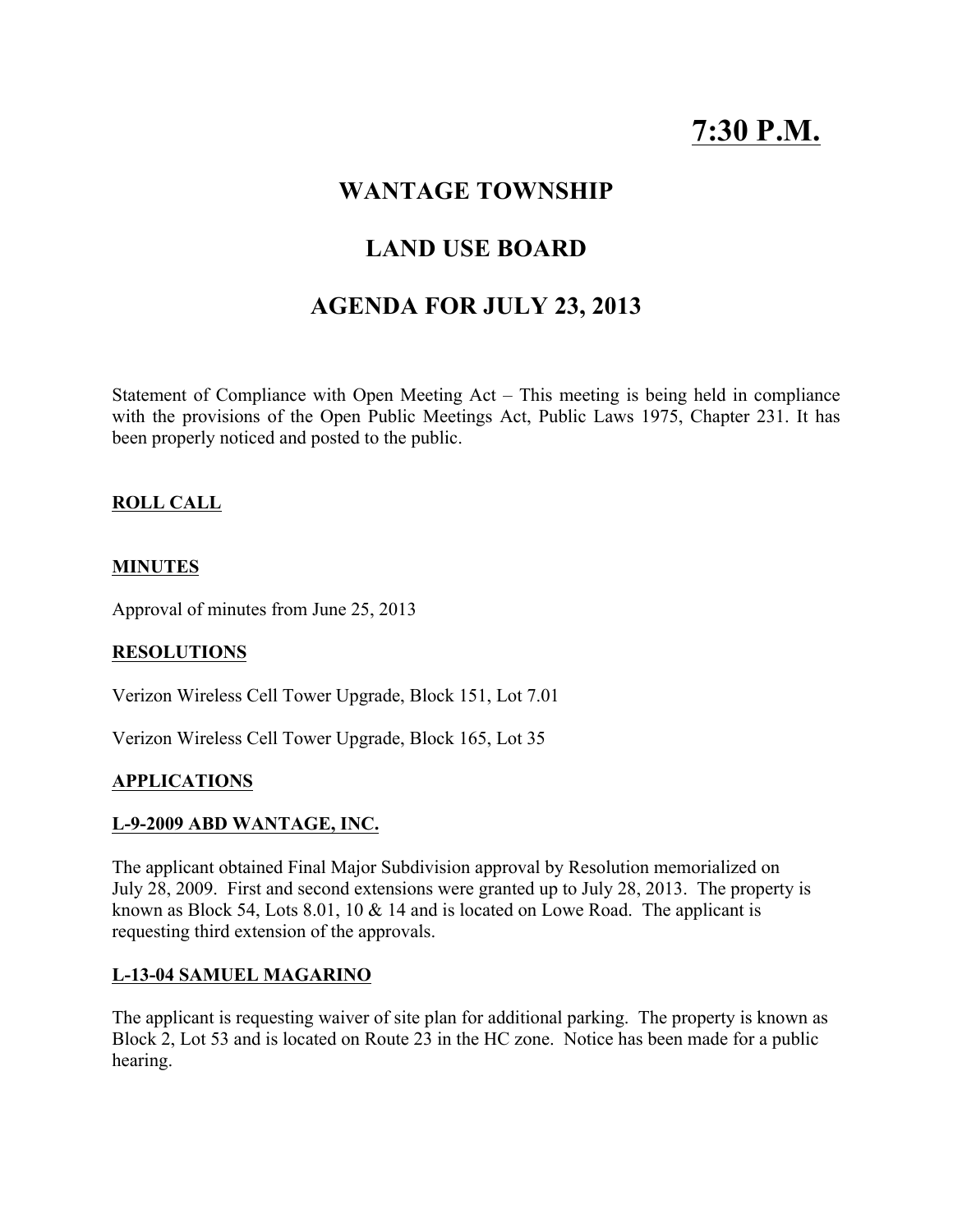# 7:30 P.M.

## WANTAGE TOWNSHIP

## LAND USE BOARD

## AGENDA FOR JULY 23, 2013

Statement of Compliance with Open Meeting Act – This meeting is being held in compliance with the provisions of the Open Public Meetings Act, Public Laws 1975, Chapter 231. It has been properly noticed and posted to the public.

**ROLL CALL**

**MINUTES**

Approval of minutes from June 25, 2013

**RESOLUTIONS**

Verizon Wireless Cell Tower Upgrade, Block 151, Lot 7.01

Verizon Wireless Cell Tower Upgrade, Block 165, Lot 35

**APPLICATIONS**

**L-9-2009 ABD WANTAGE, INC.**

The applicant obtained Final Major Subdivision approval by Resolution memorialized on July 28, 2009. First and second extensions were granted up to July 28, 2013. The property is known as Block 54, Lots 8.01, 10 & 14 and is located on Lowe Road. The applicant is requesting third extension of the approvals.

**L-13-04 SAMUEL MAGARINO**

The applicant is requesting waiver of site plan for additional parking. The property is known as Block 2, Lot 53 and is located on Route 23 in the HC zone. Notice has been made for a public hearing.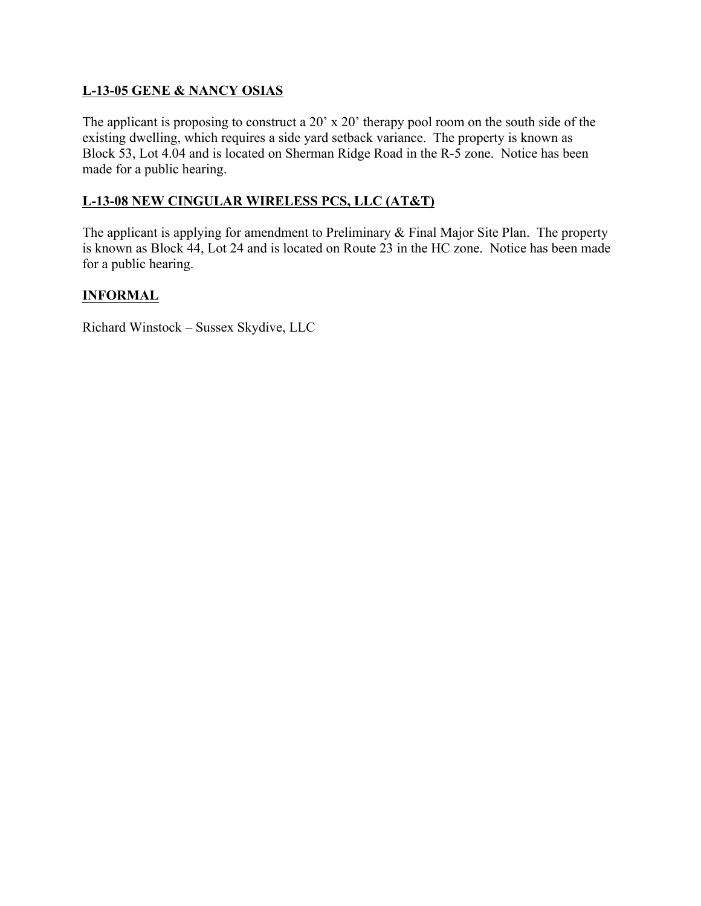**L-13-05 GENE & NANCY OSIAS**

The applicant is proposing to construct a 20' x 20' therapy pool room on the south side of the existing dwelling, which requires a side yard setback variance. The property is known as Block 53, Lot 4.04 and is located on Sherman Ridge Road in the R-5 zone. Notice has been made for a public hearing.

**L-13-08 NEW CINGULAR WIRELESS PCS, LLC (AT&T)**

The applicant is applying for amendment to Preliminary & Final Major Site Plan. The property is known as Block 44, Lot 24 and is located on Route 23 in the HC zone. Notice has been made for a public hearing.

**INFORMAL**

Richard Winstock – Sussex Skydive, LLC